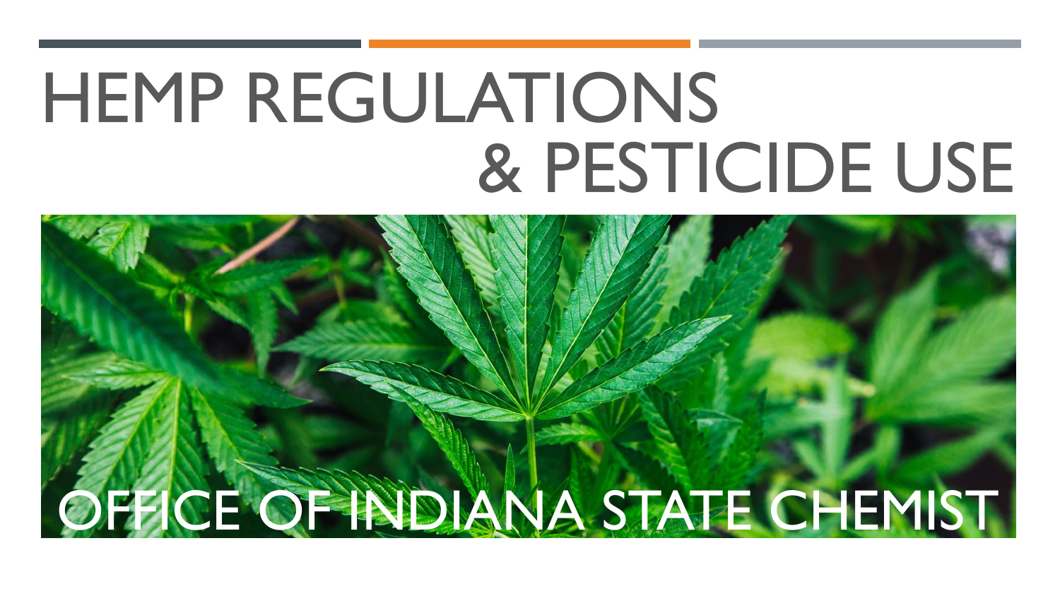# HEMP REGULATIONS & PESTICIDE USE

OFFICE OF INDIANA STATE CHEMIST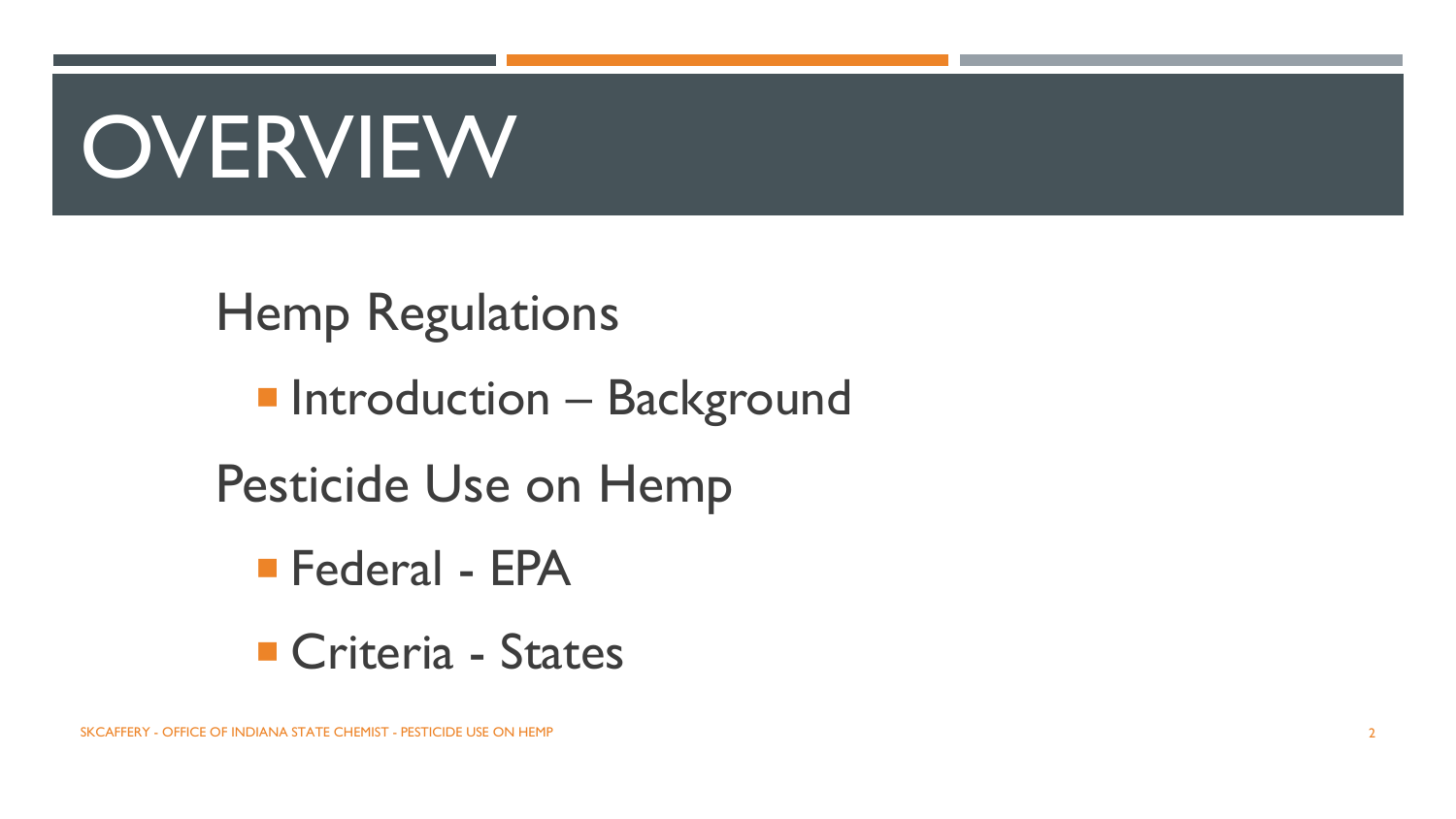# OVERVIEW

Hemp Regulations

- Introduction – Background

Pesticide Use on Hemp

- Federal - EPA
- Criteria - States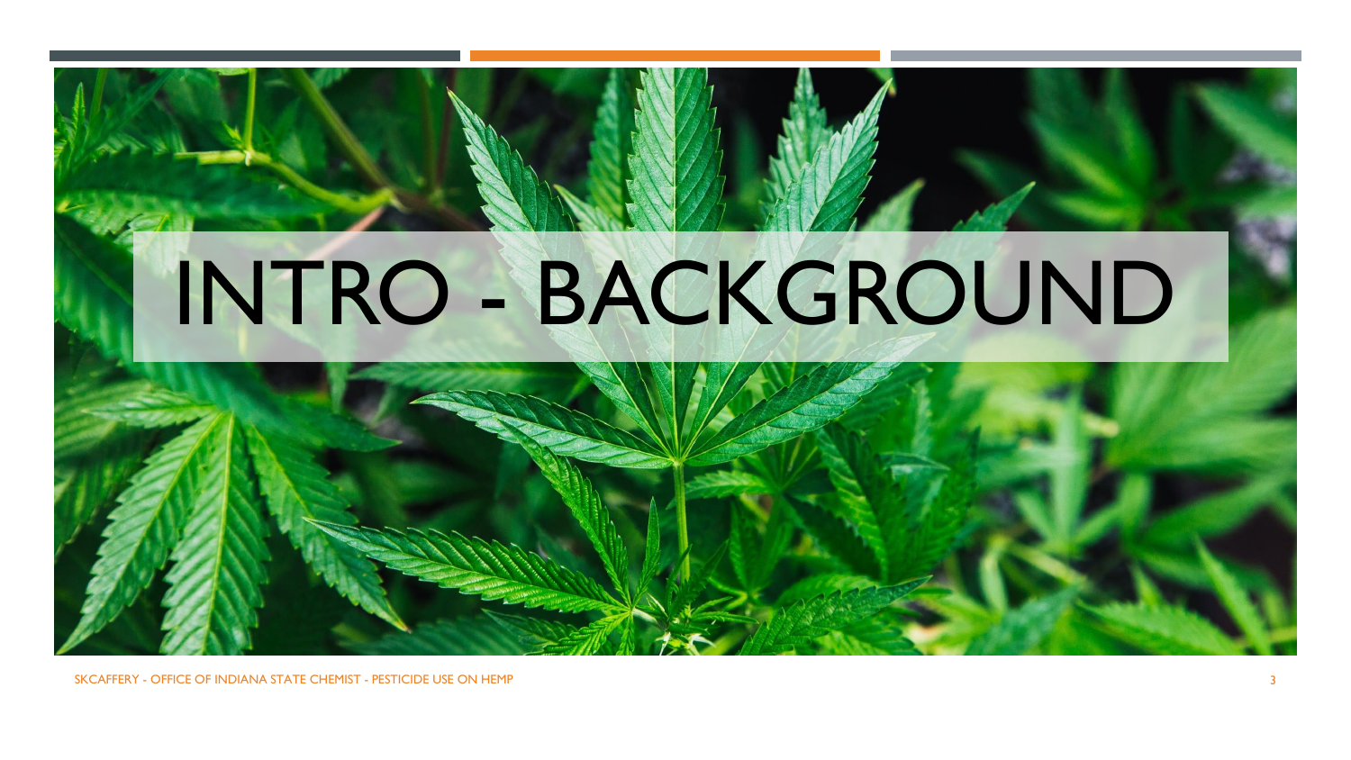# INTRO - BACKGROUND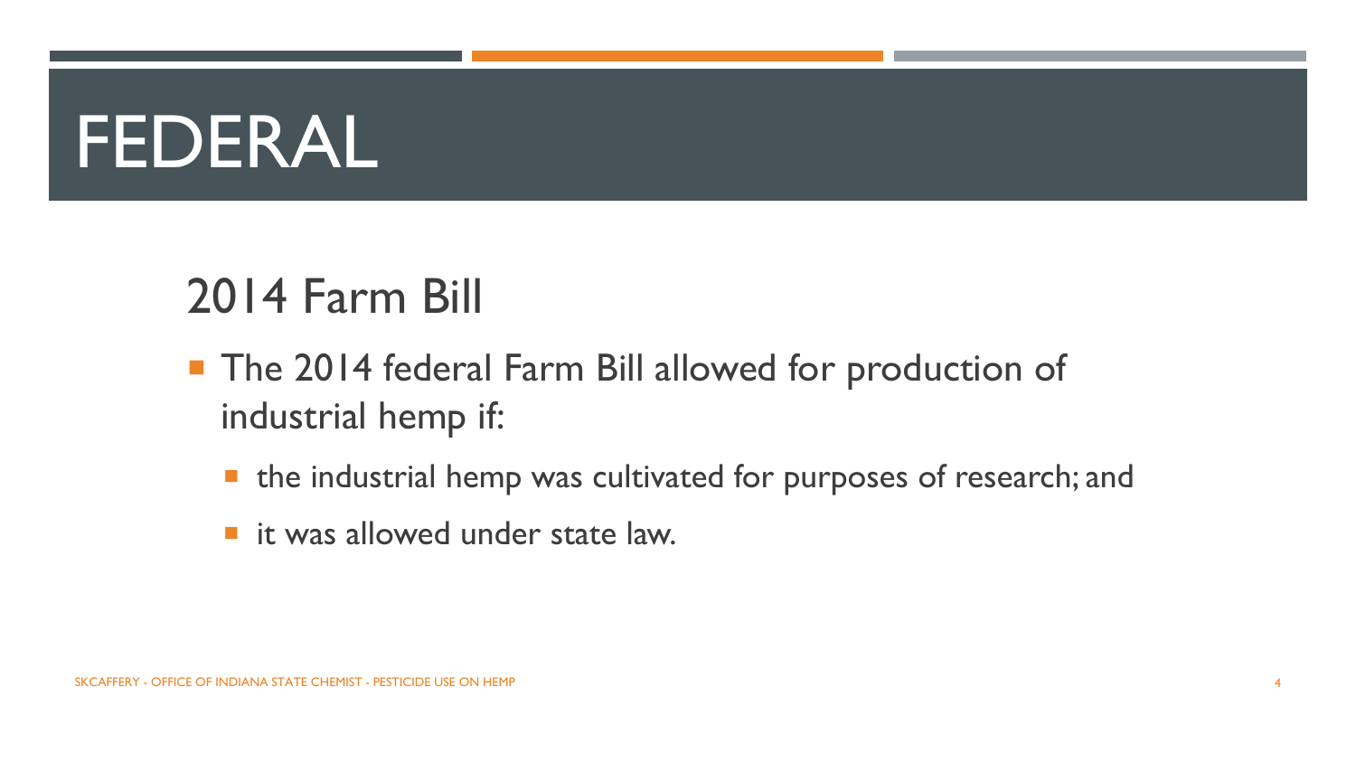# FEDERAL

## 2014 Farm Bill

- The 2014 federal Farm Bill allowed for production of industrial hemp if:
  - the industrial hemp was cultivated for purposes of research; and
  - it was allowed under state law.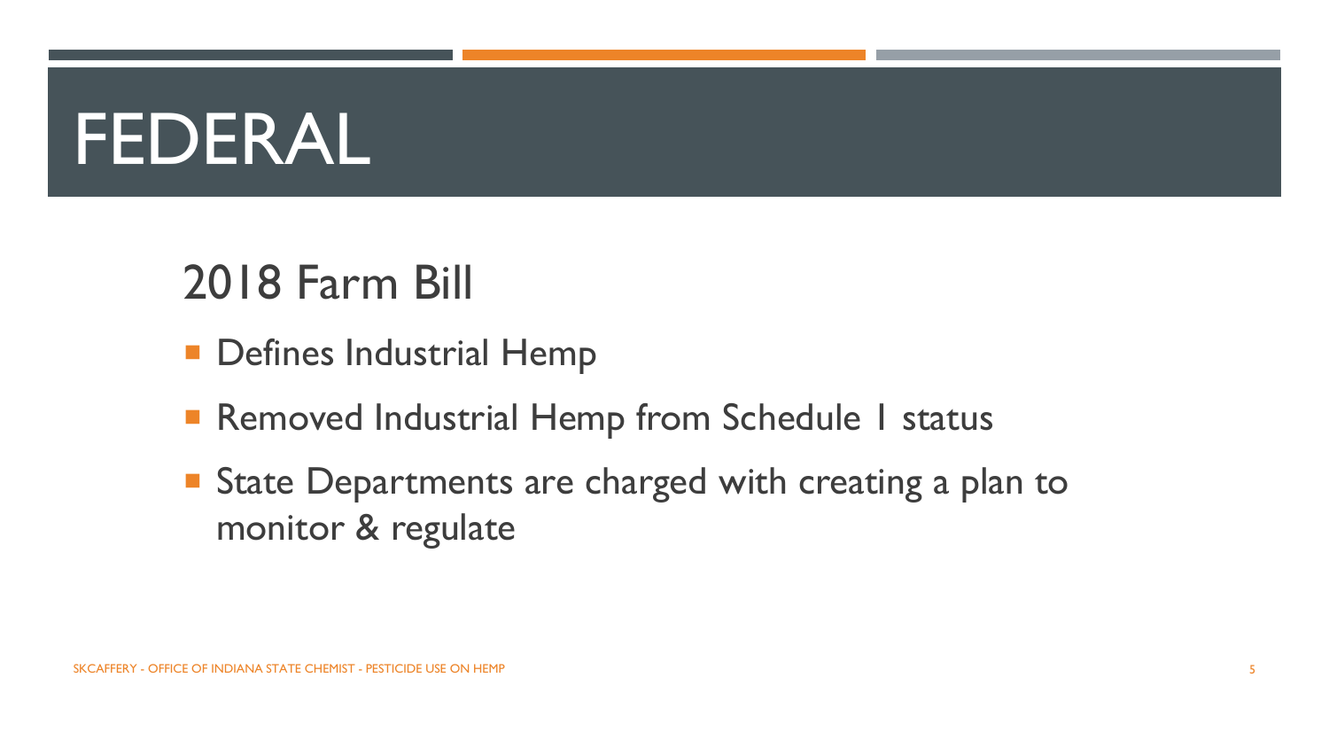# FEDERAL

## 2018 Farm Bill

- Defines Industrial Hemp
- Removed Industrial Hemp from Schedule 1 status
- State Departments are charged with creating a plan to monitor & regulate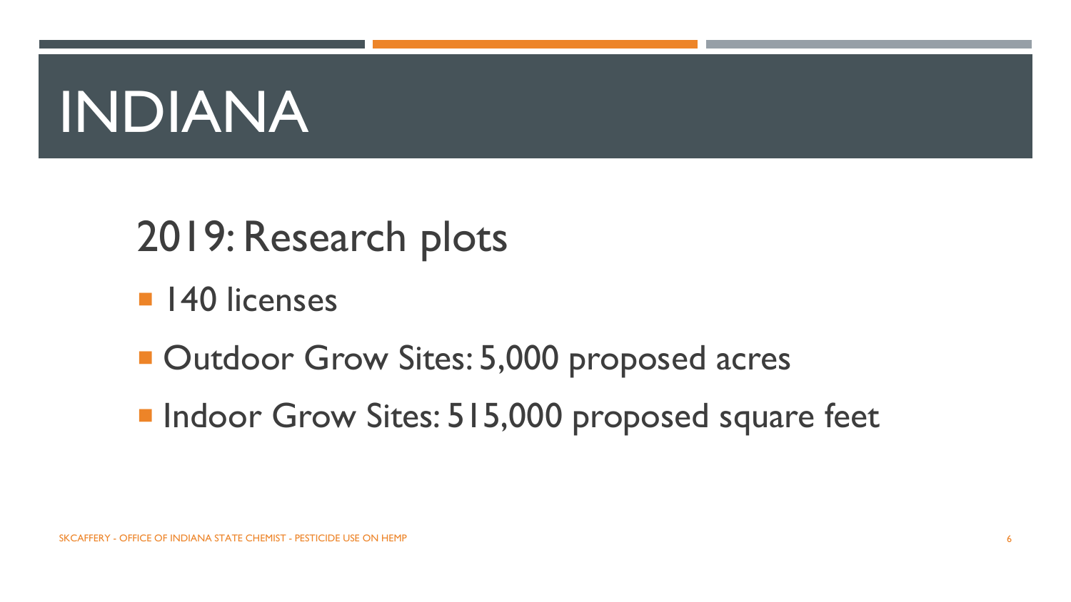# INDIANA

## 2019: Research plots

- 140 licenses
- Outdoor Grow Sites: 5,000 proposed acres
- Indoor Grow Sites: 515,000 proposed square feet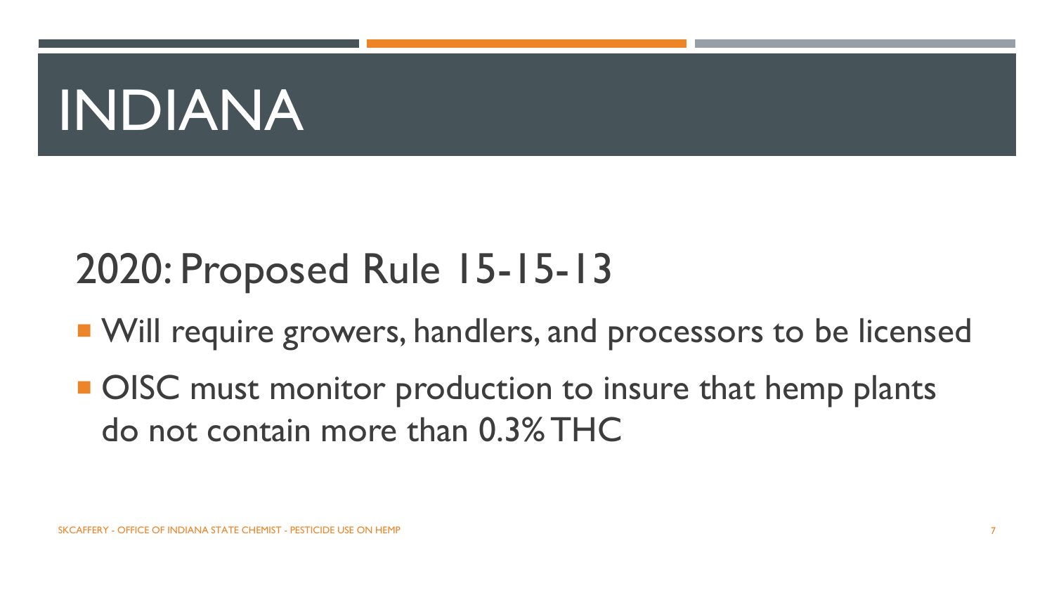# INDIANA

## 2020: Proposed Rule 15-15-13

- Will require growers, handlers, and processors to be licensed
- OISC must monitor production to insure that hemp plants do not contain more than 0.3% THC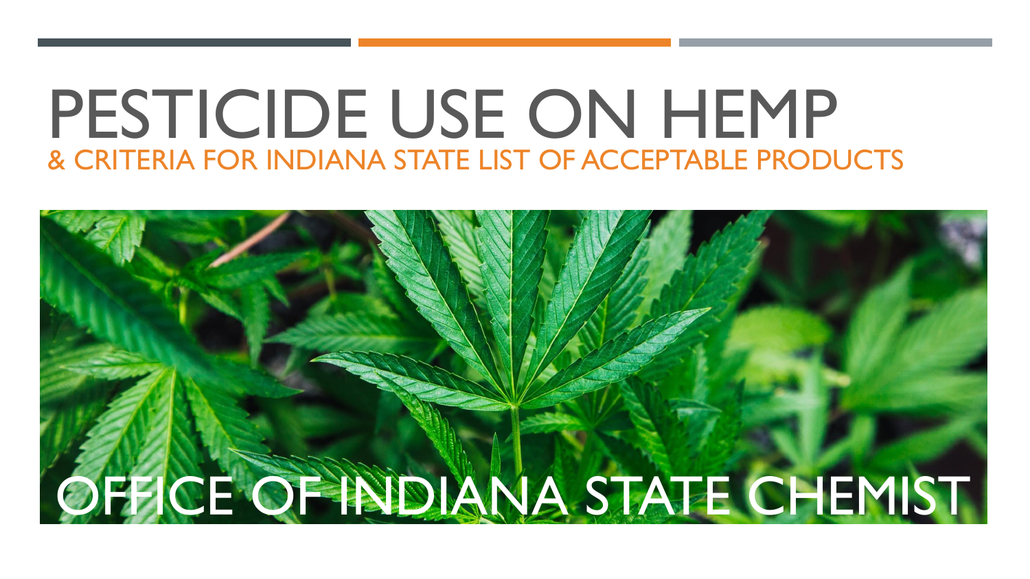# PESTICIDE USE ON HEMP

## & CRITERIA FOR INDIANA STATE LIST OF ACCEPTABLE PRODUCTS

OFFICE OF INDIANA STATE CHEMIST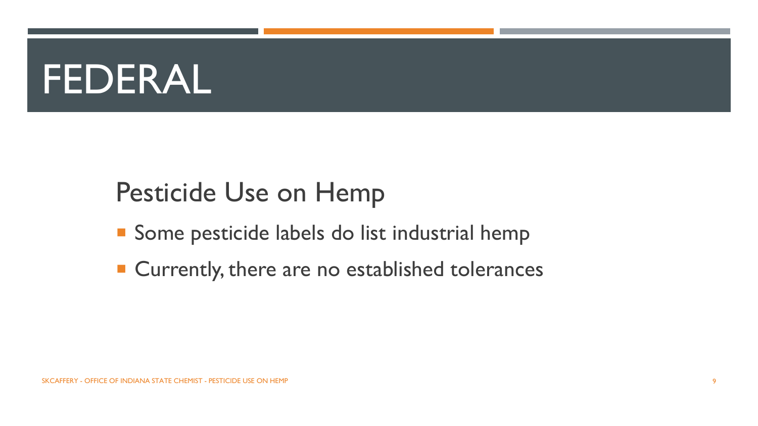# FEDERAL

## Pesticide Use on Hemp

- Some pesticide labels do list industrial hemp
- Currently, there are no established tolerances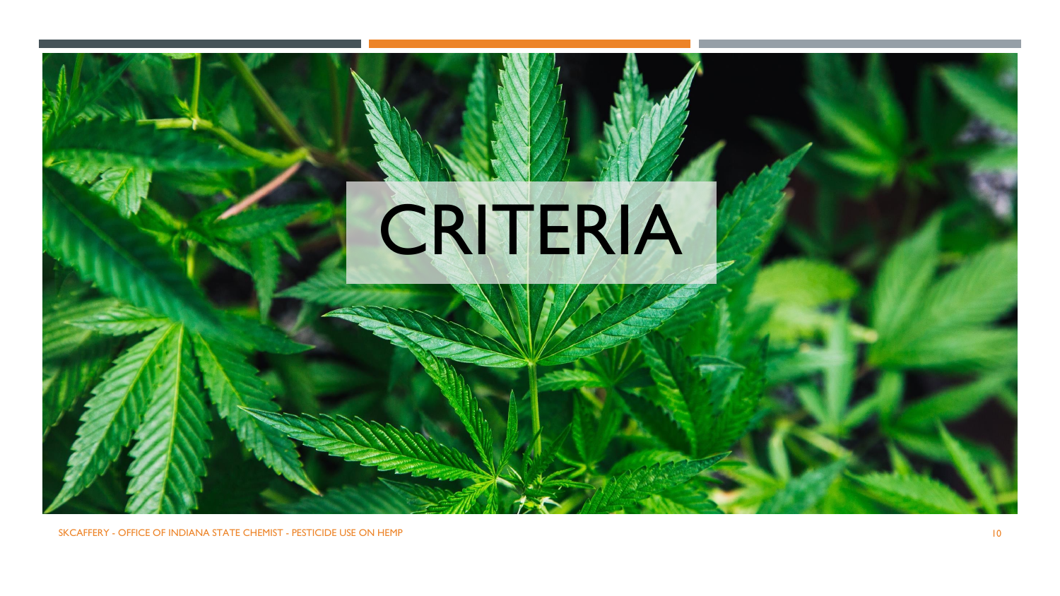# CRITERIA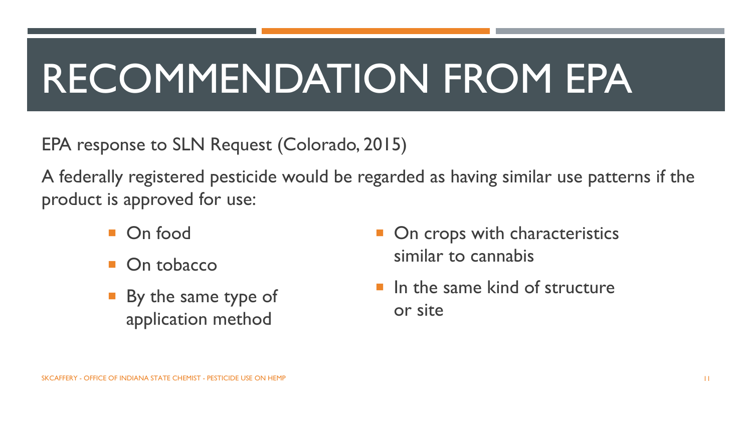# RECOMMENDATION FROM EPA

EPA response to SLN Request (Colorado, 2015)

A federally registered pesticide would be regarded as having similar use patterns if the product is approved for use:

- On food
- On tobacco
- By the same type of application method
- On crops with characteristics similar to cannabis
- In the same kind of structure or site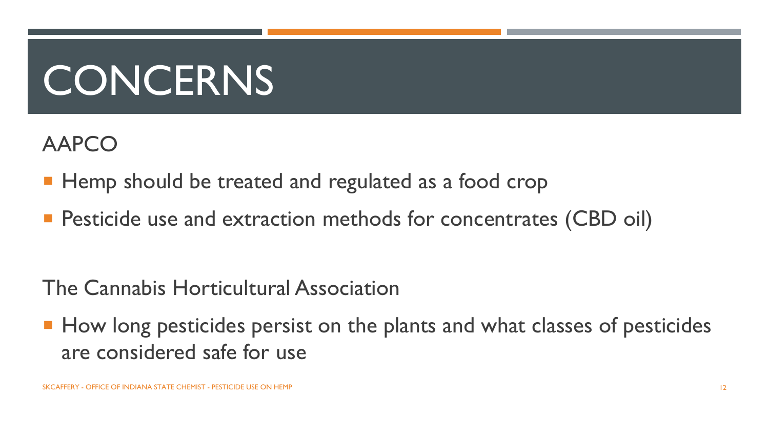# CONCERNS

AAPCO

- Hemp should be treated and regulated as a food crop
- Pesticide use and extraction methods for concentrates (CBD oil)

The Cannabis Horticultural Association

- How long pesticides persist on the plants and what classes of pesticides are considered safe for use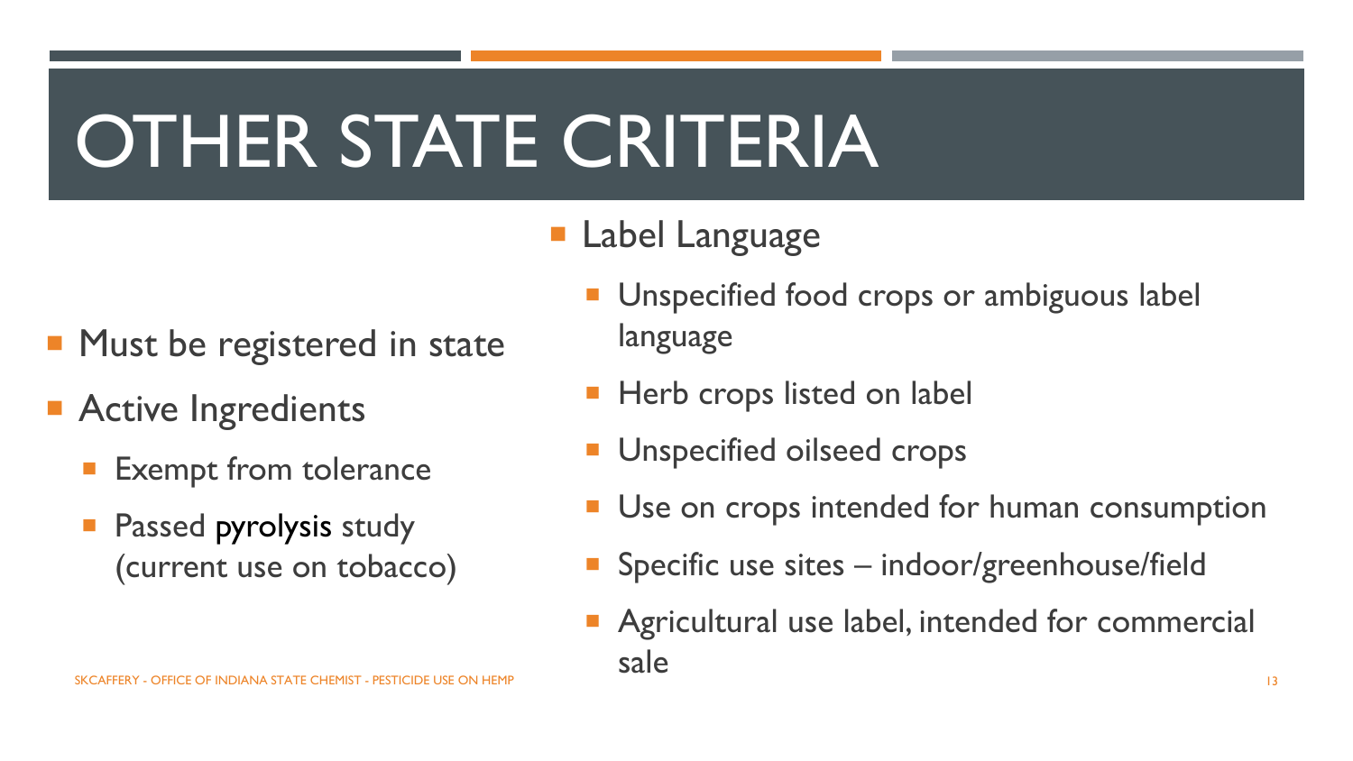# OTHER STATE CRITERIA

- Must be registered in state
- Active Ingredients
  - Exempt from tolerance
  - Passed pyrolysis study (current use on tobacco)

- Label Language
  - Unspecified food crops or ambiguous label language
  - Herb crops listed on label
  - Unspecified oilseed crops
  - Use on crops intended for human consumption
  - Specific use sites – indoor/greenhouse/field
  - Agricultural use label, intended for commercial sale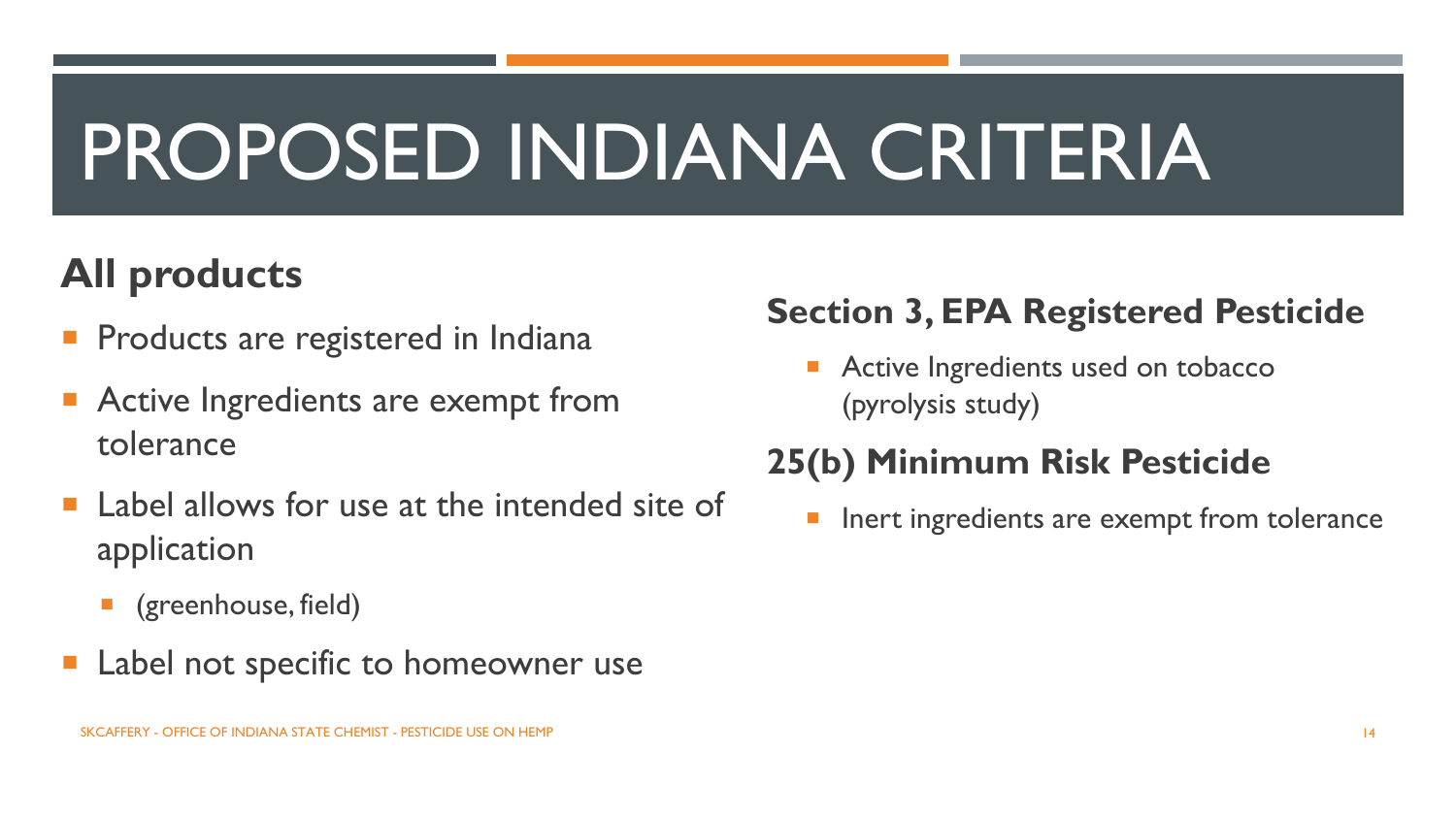# PROPOSED INDIANA CRITERIA

## All products

- Products are registered in Indiana
- Active Ingredients are exempt from tolerance
- Label allows for use at the intended site of application
  - (greenhouse, field)
- Label not specific to homeowner use

## Section 3, EPA Registered Pesticide

- Active Ingredients used on tobacco (pyrolysis study)

## 25(b) Minimum Risk Pesticide

- Inert ingredients are exempt from tolerance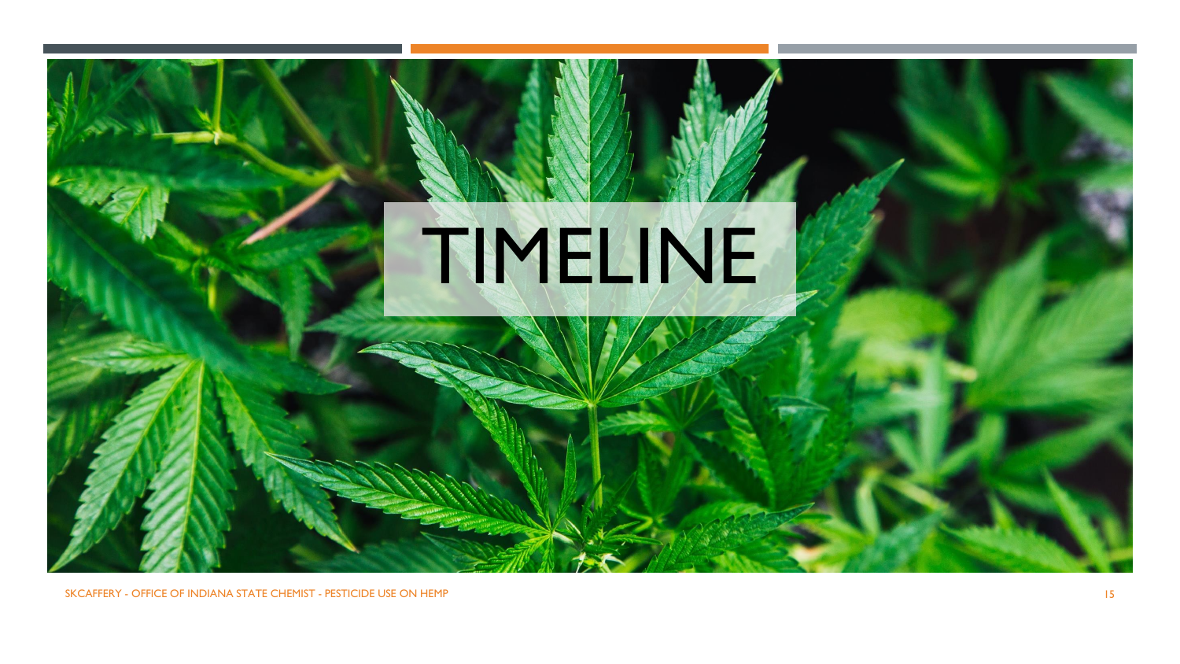# TIMELINE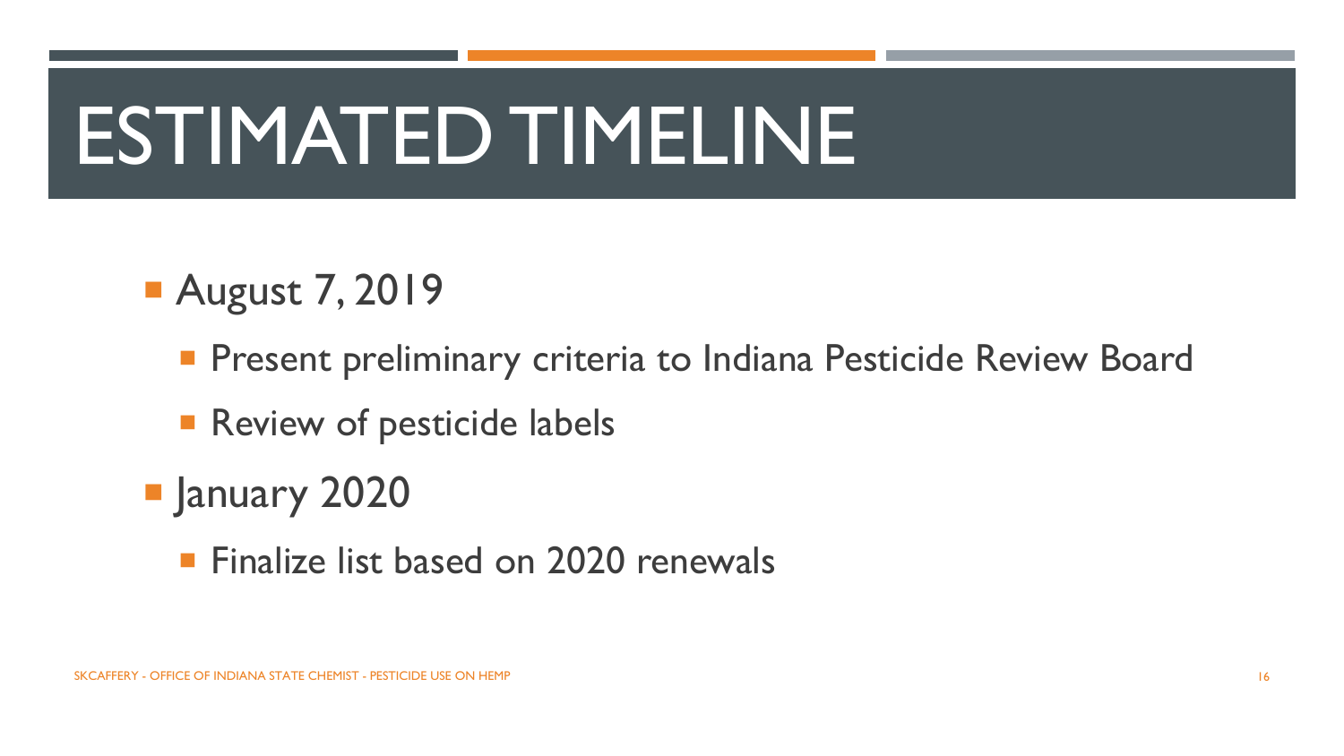# ESTIMATED TIMELINE

- August 7, 2019
  - Present preliminary criteria to Indiana Pesticide Review Board
  - Review of pesticide labels
- January 2020
  - Finalize list based on 2020 renewals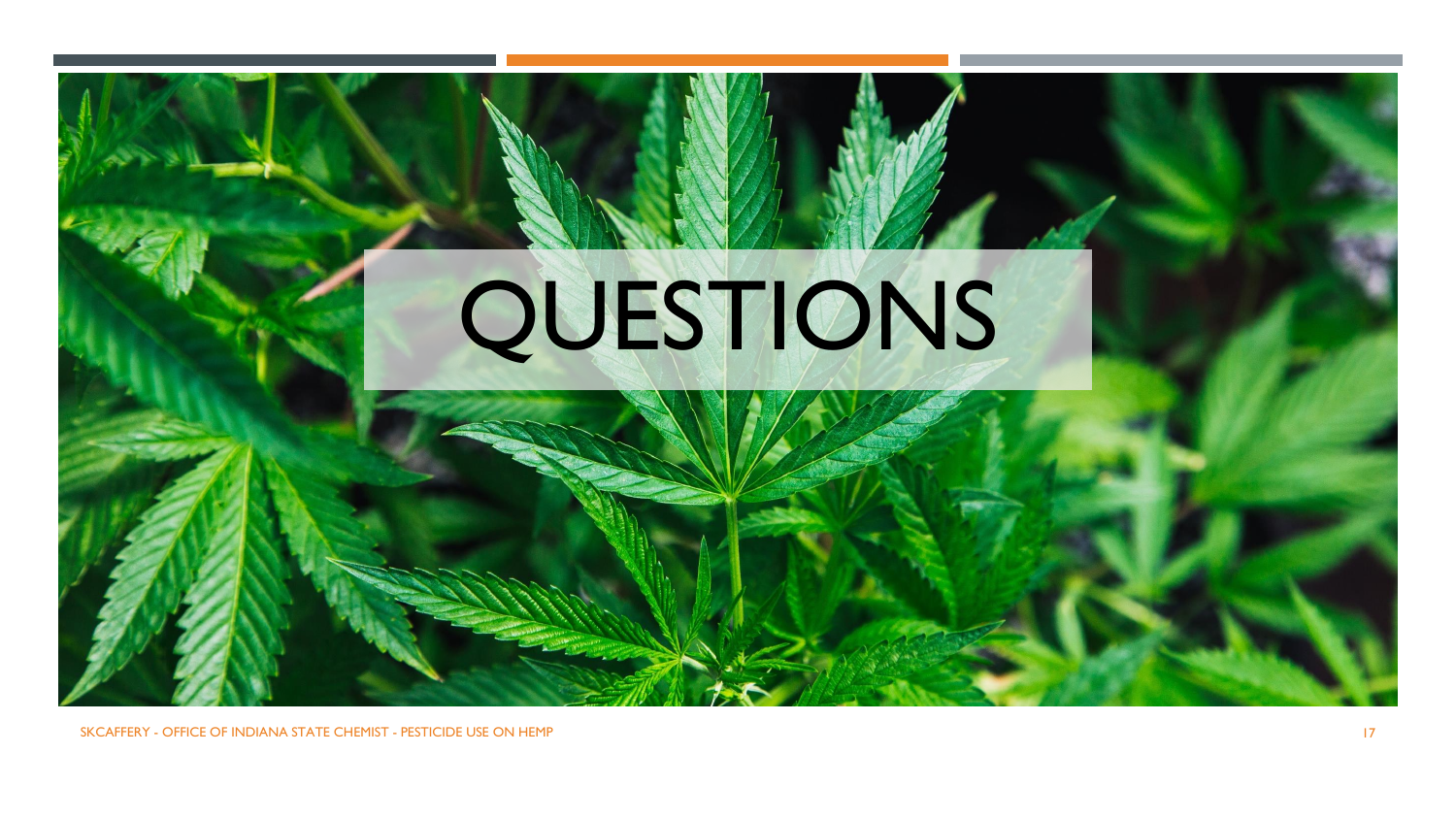# QUESTIONS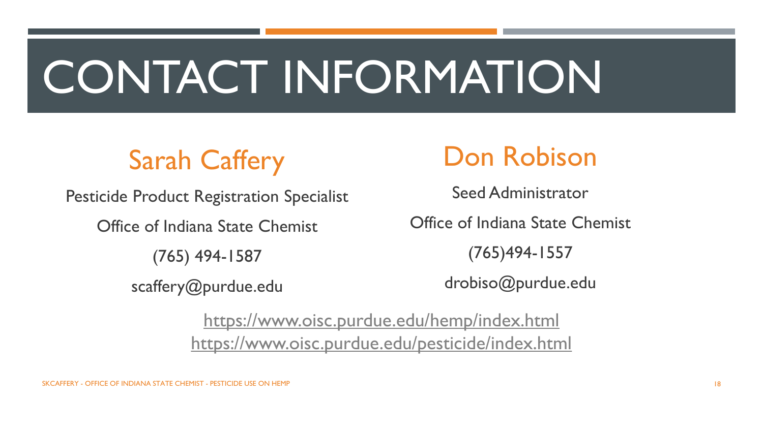# CONTACT INFORMATION

## Sarah Caffery

Pesticide Product Registration Specialist

Office of Indiana State Chemist

(765) 494-1587

scaffery@purdue.edu

## Don Robison

Seed Administrator

Office of Indiana State Chemist

(765)494-1557

drobiso@purdue.edu

https://www.oisc.purdue.edu/hemp/index.html

https://www.oisc.purdue.edu/pesticide/index.html